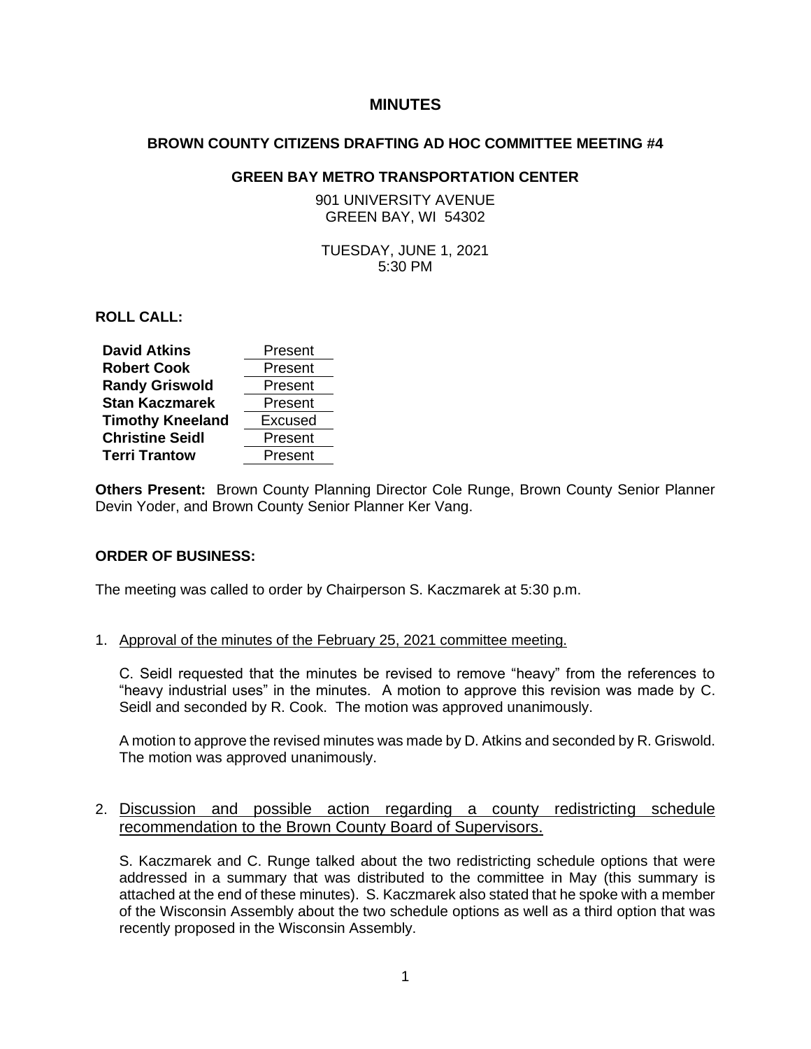# MINUTES

## BROWN COUNTY CITIZENS DRAFTING AD HOC COMMITTEE MEETING #4

### GREEN BAY METRO TRANSPORTATION CENTER

901 UNIVERSITY AVENUE
GREEN BAY, WI 54302

TUESDAY, JUNE 1, 2021
5:30 PM

**ROLL CALL:**

| | |
|---|---|
| **David Atkins** | Present |
| **Robert Cook** | Present |
| **Randy Griswold** | Present |
| **Stan Kaczmarek** | Present |
| **Timothy Kneeland** | Excused |
| **Christine Seidl** | Present |
| **Terri Trantow** | Present |

**Others Present:** Brown County Planning Director Cole Runge, Brown County Senior Planner Devin Yoder, and Brown County Senior Planner Ker Vang.

**ORDER OF BUSINESS:**

The meeting was called to order by Chairperson S. Kaczmarek at 5:30 p.m.

1. Approval of the minutes of the February 25, 2021 committee meeting.

   C. Seidl requested that the minutes be revised to remove "heavy" from the references to "heavy industrial uses" in the minutes. A motion to approve this revision was made by C. Seidl and seconded by R. Cook. The motion was approved unanimously.

   A motion to approve the revised minutes was made by D. Atkins and seconded by R. Griswold. The motion was approved unanimously.

2. Discussion and possible action regarding a county redistricting schedule recommendation to the Brown County Board of Supervisors.

   S. Kaczmarek and C. Runge talked about the two redistricting schedule options that were addressed in a summary that was distributed to the committee in May (this summary is attached at the end of these minutes). S. Kaczmarek also stated that he spoke with a member of the Wisconsin Assembly about the two schedule options as well as a third option that was recently proposed in the Wisconsin Assembly.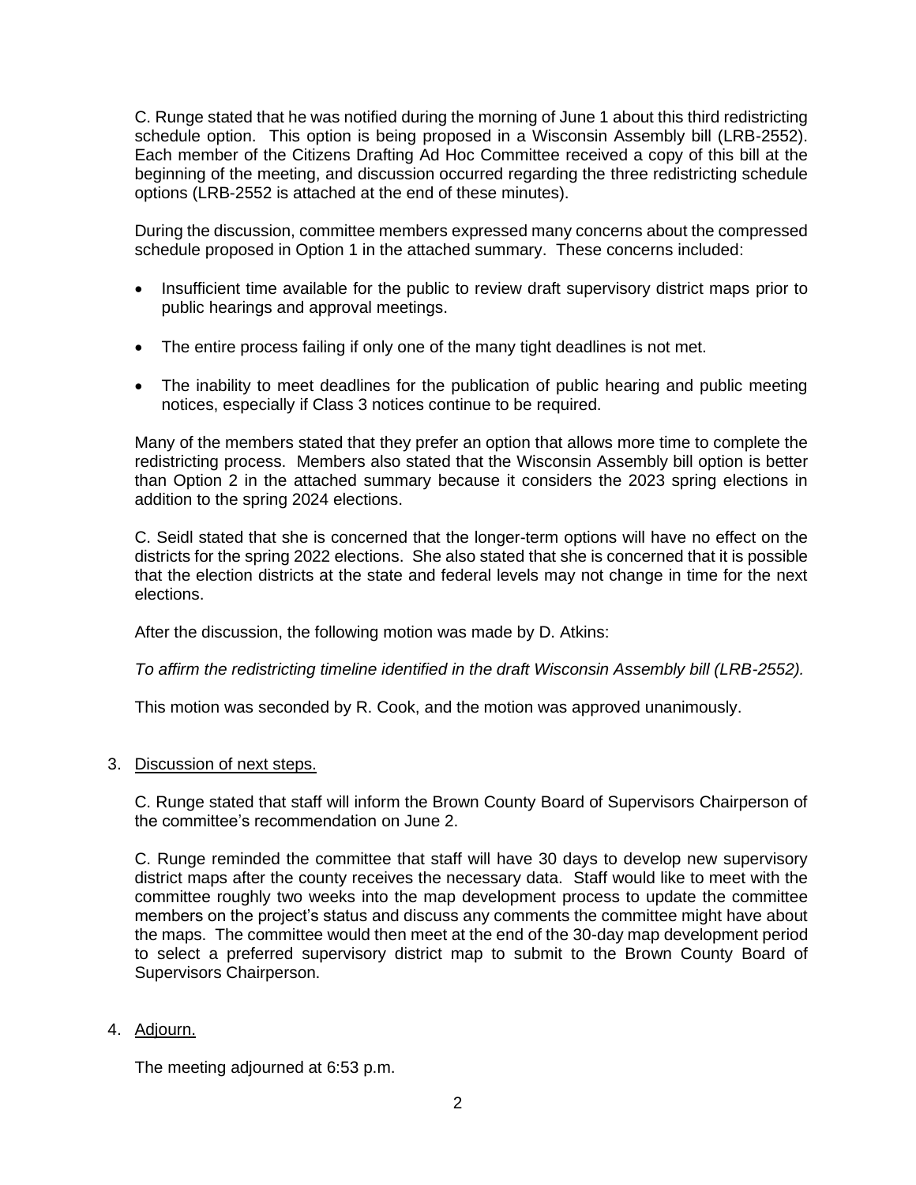C. Runge stated that he was notified during the morning of June 1 about this third redistricting schedule option. This option is being proposed in a Wisconsin Assembly bill (LRB-2552). Each member of the Citizens Drafting Ad Hoc Committee received a copy of this bill at the beginning of the meeting, and discussion occurred regarding the three redistricting schedule options (LRB-2552 is attached at the end of these minutes).

During the discussion, committee members expressed many concerns about the compressed schedule proposed in Option 1 in the attached summary. These concerns included:

- Insufficient time available for the public to review draft supervisory district maps prior to public hearings and approval meetings.
- The entire process failing if only one of the many tight deadlines is not met.
- The inability to meet deadlines for the publication of public hearing and public meeting notices, especially if Class 3 notices continue to be required.

Many of the members stated that they prefer an option that allows more time to complete the redistricting process. Members also stated that the Wisconsin Assembly bill option is better than Option 2 in the attached summary because it considers the 2023 spring elections in addition to the spring 2024 elections.

C. Seidl stated that she is concerned that the longer-term options will have no effect on the districts for the spring 2022 elections. She also stated that she is concerned that it is possible that the election districts at the state and federal levels may not change in time for the next elections.

After the discussion, the following motion was made by D. Atkins:

*To affirm the redistricting timeline identified in the draft Wisconsin Assembly bill (LRB-2552).*

This motion was seconded by R. Cook, and the motion was approved unanimously.

3. <u>Discussion of next steps.</u>

   C. Runge stated that staff will inform the Brown County Board of Supervisors Chairperson of the committee's recommendation on June 2.

   C. Runge reminded the committee that staff will have 30 days to develop new supervisory district maps after the county receives the necessary data. Staff would like to meet with the committee roughly two weeks into the map development process to update the committee members on the project's status and discuss any comments the committee might have about the maps. The committee would then meet at the end of the 30-day map development period to select a preferred supervisory district map to submit to the Brown County Board of Supervisors Chairperson.

4. <u>Adjourn.</u>

   The meeting adjourned at 6:53 p.m.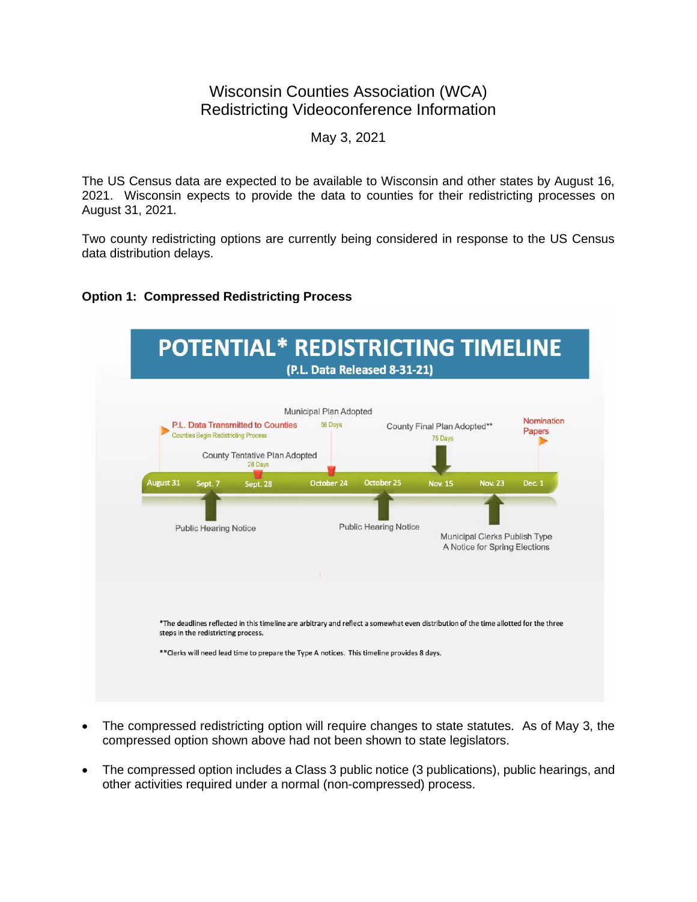Wisconsin Counties Association (WCA)
Redistricting Videoconference Information

May 3, 2021

The US Census data are expected to be available to Wisconsin and other states by August 16, 2021. Wisconsin expects to provide the data to counties for their redistricting processes on August 31, 2021.

Two county redistricting options are currently being considered in response to the US Census data distribution delays.

**Option 1: Compressed Redistricting Process**

## POTENTIAL* REDISTRICTING TIMELINE
**(P.L. Data Released 8-31-21)**

| Date | Event |
| --- | --- |
| August 31 | P.L. Data Transmitted to Counties – Counties Begin Redistricting Process |
| Sept. 7 | Public Hearing Notice |
| Sept. 28 | County Tentative Plan Adopted (28 Days) |
| October 24 | Municipal Plan Adopted (56 Days) |
| October 25 | Public Hearing Notice |
| Nov. 15 | County Final Plan Adopted** (75 Days) |
| Nov. 23 | Municipal Clerks Publish Type A Notice for Spring Elections |
| Dec. 1 | Nomination Papers |

*The deadlines reflected in this timeline are arbitrary and reflect a somewhat even distribution of the time allotted for the three steps in the redistricting process.

**Clerks will need lead time to prepare the Type A notices. This timeline provides 8 days.

- The compressed redistricting option will require changes to state statutes. As of May 3, the compressed option shown above had not been shown to state legislators.
- The compressed option includes a Class 3 public notice (3 publications), public hearings, and other activities required under a normal (non-compressed) process.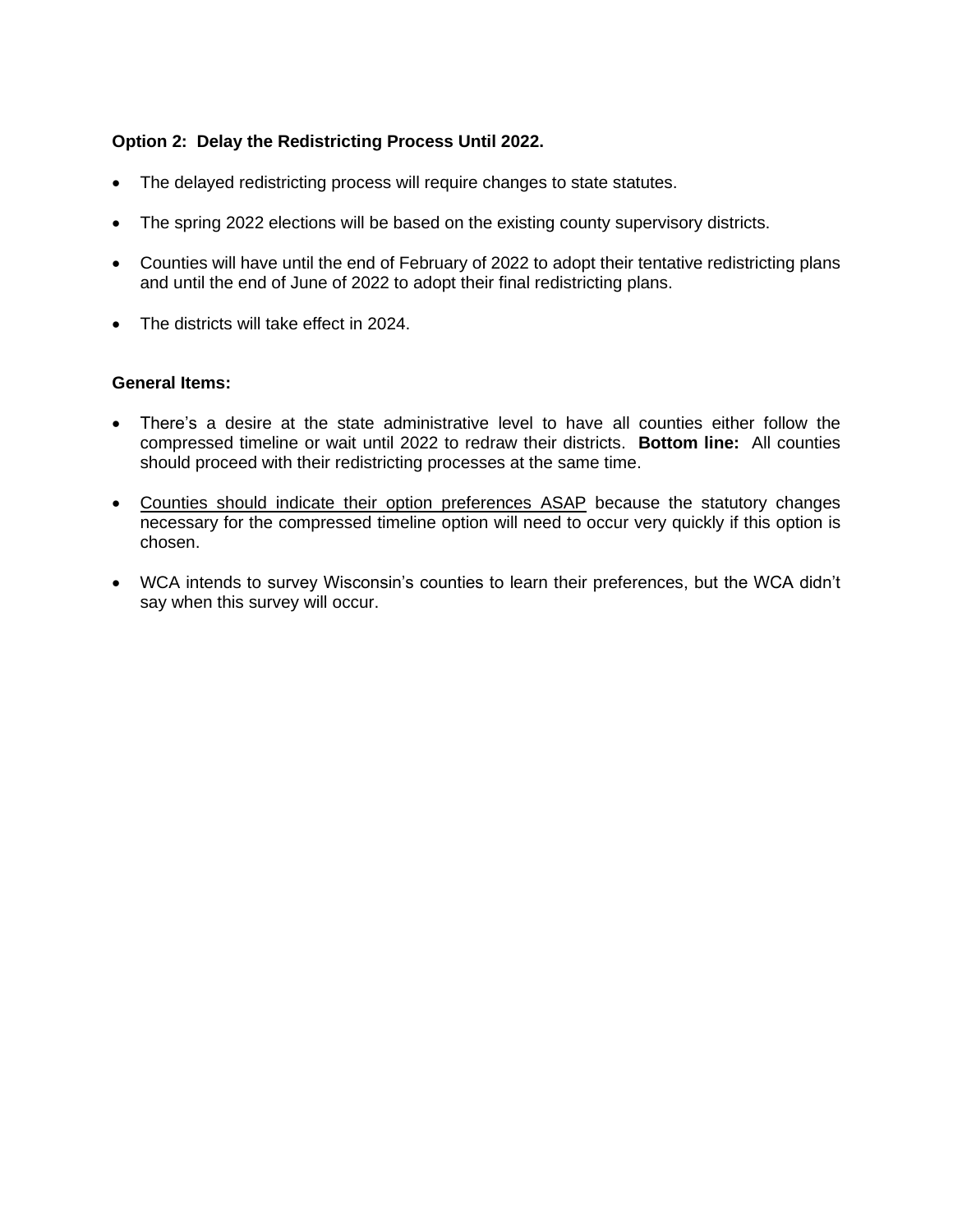**Option 2: Delay the Redistricting Process Until 2022.**

- The delayed redistricting process will require changes to state statutes.
- The spring 2022 elections will be based on the existing county supervisory districts.
- Counties will have until the end of February of 2022 to adopt their tentative redistricting plans and until the end of June of 2022 to adopt their final redistricting plans.
- The districts will take effect in 2024.

**General Items:**

- There's a desire at the state administrative level to have all counties either follow the compressed timeline or wait until 2022 to redraw their districts. **Bottom line:** All counties should proceed with their redistricting processes at the same time.
- <u>Counties should indicate their option preferences ASAP</u> because the statutory changes necessary for the compressed timeline option will need to occur very quickly if this option is chosen.
- WCA intends to survey Wisconsin's counties to learn their preferences, but the WCA didn't say when this survey will occur.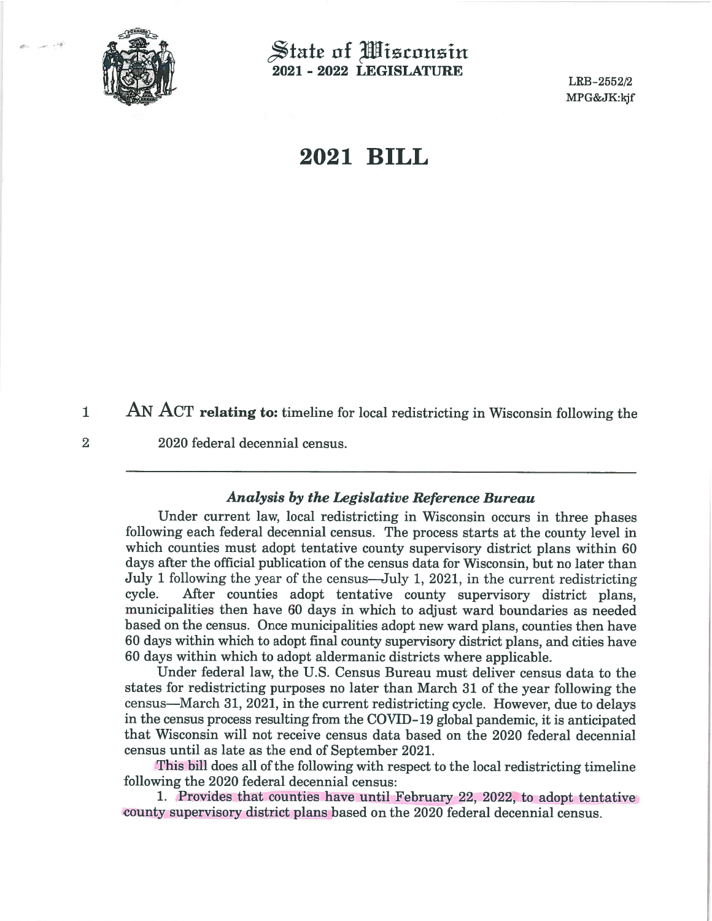# State of Wisconsin
## 2021 - 2022 LEGISLATURE

LRB-2552/2
MPG&JK:kjf

# 2021 BILL

1 AN ACT **relating to:** timeline for local redistricting in Wisconsin following the

2 2020 federal decennial census.

---

### *Analysis by the Legislative Reference Bureau*

Under current law, local redistricting in Wisconsin occurs in three phases following each federal decennial census. The process starts at the county level in which counties must adopt tentative county supervisory district plans within 60 days after the official publication of the census data for Wisconsin, but no later than July 1 following the year of the census—July 1, 2021, in the current redistricting cycle. After counties adopt tentative county supervisory district plans, municipalities then have 60 days in which to adjust ward boundaries as needed based on the census. Once municipalities adopt new ward plans, counties then have 60 days within which to adopt final county supervisory district plans, and cities have 60 days within which to adopt aldermanic districts where applicable.

Under federal law, the U.S. Census Bureau must deliver census data to the states for redistricting purposes no later than March 31 of the year following the census—March 31, 2021, in the current redistricting cycle. However, due to delays in the census process resulting from the COVID-19 global pandemic, it is anticipated that Wisconsin will not receive census data based on the 2020 federal decennial census until as late as the end of September 2021.

This bill does all of the following with respect to the local redistricting timeline following the 2020 federal decennial census:

1. Provides that counties have until February 22, 2022, to adopt tentative county supervisory district plans based on the 2020 federal decennial census.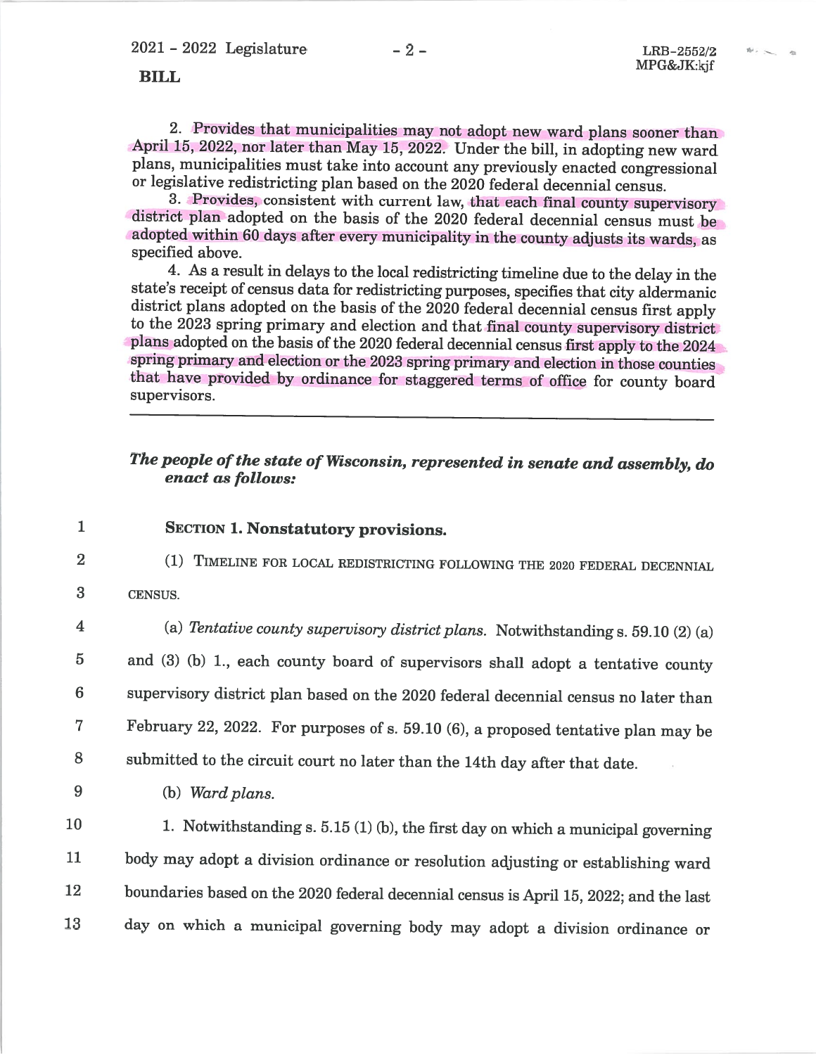2. Provides that municipalities may not adopt new ward plans sooner than April 15, 2022, nor later than May 15, 2022. Under the bill, in adopting new ward plans, municipalities must take into account any previously enacted congressional or legislative redistricting plan based on the 2020 federal decennial census.

3. Provides, consistent with current law, that each final county supervisory district plan adopted on the basis of the 2020 federal decennial census must be adopted within 60 days after every municipality in the county adjusts its wards, as specified above.

4. As a result in delays to the local redistricting timeline due to the delay in the state's receipt of census data for redistricting purposes, specifies that city aldermanic district plans adopted on the basis of the 2020 federal decennial census first apply to the 2023 spring primary and election and that final county supervisory district plans adopted on the basis of the 2020 federal decennial census first apply to the 2024 spring primary and election or the 2023 spring primary and election in those counties that have provided by ordinance for staggered terms of office for county board supervisors.

---

***The people of the state of Wisconsin, represented in senate and assembly, do enact as follows:***

**SECTION 1. Nonstatutory provisions.**

(1) TIMELINE FOR LOCAL REDISTRICTING FOLLOWING THE 2020 FEDERAL DECENNIAL CENSUS.

(a) *Tentative county supervisory district plans.* Notwithstanding s. 59.10 (2) (a) and (3) (b) 1., each county board of supervisors shall adopt a tentative county supervisory district plan based on the 2020 federal decennial census no later than February 22, 2022. For purposes of s. 59.10 (6), a proposed tentative plan may be submitted to the circuit court no later than the 14th day after that date.

(b) *Ward plans.*

1. Notwithstanding s. 5.15 (1) (b), the first day on which a municipal governing body may adopt a division ordinance or resolution adjusting or establishing ward boundaries based on the 2020 federal decennial census is April 15, 2022; and the last day on which a municipal governing body may adopt a division ordinance or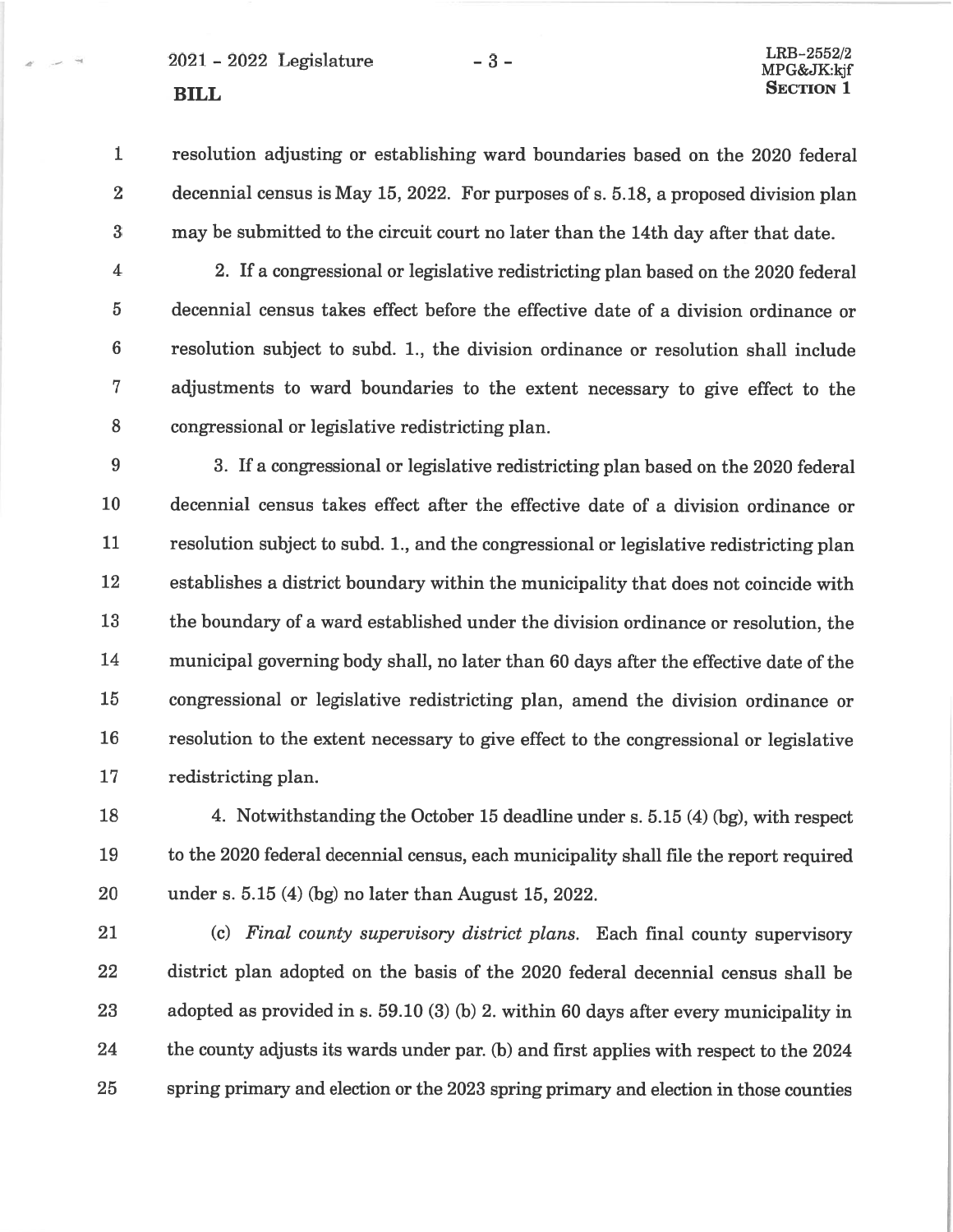resolution adjusting or establishing ward boundaries based on the 2020 federal decennial census is May 15, 2022. For purposes of s. 5.18, a proposed division plan may be submitted to the circuit court no later than the 14th day after that date.

2. If a congressional or legislative redistricting plan based on the 2020 federal decennial census takes effect before the effective date of a division ordinance or resolution subject to subd. 1., the division ordinance or resolution shall include adjustments to ward boundaries to the extent necessary to give effect to the congressional or legislative redistricting plan.

3. If a congressional or legislative redistricting plan based on the 2020 federal decennial census takes effect after the effective date of a division ordinance or resolution subject to subd. 1., and the congressional or legislative redistricting plan establishes a district boundary within the municipality that does not coincide with the boundary of a ward established under the division ordinance or resolution, the municipal governing body shall, no later than 60 days after the effective date of the congressional or legislative redistricting plan, amend the division ordinance or resolution to the extent necessary to give effect to the congressional or legislative redistricting plan.

4. Notwithstanding the October 15 deadline under s. 5.15 (4) (bg), with respect to the 2020 federal decennial census, each municipality shall file the report required under s. 5.15 (4) (bg) no later than August 15, 2022.

(c) *Final county supervisory district plans.* Each final county supervisory district plan adopted on the basis of the 2020 federal decennial census shall be adopted as provided in s. 59.10 (3) (b) 2. within 60 days after every municipality in the county adjusts its wards under par. (b) and first applies with respect to the 2024 spring primary and election or the 2023 spring primary and election in those counties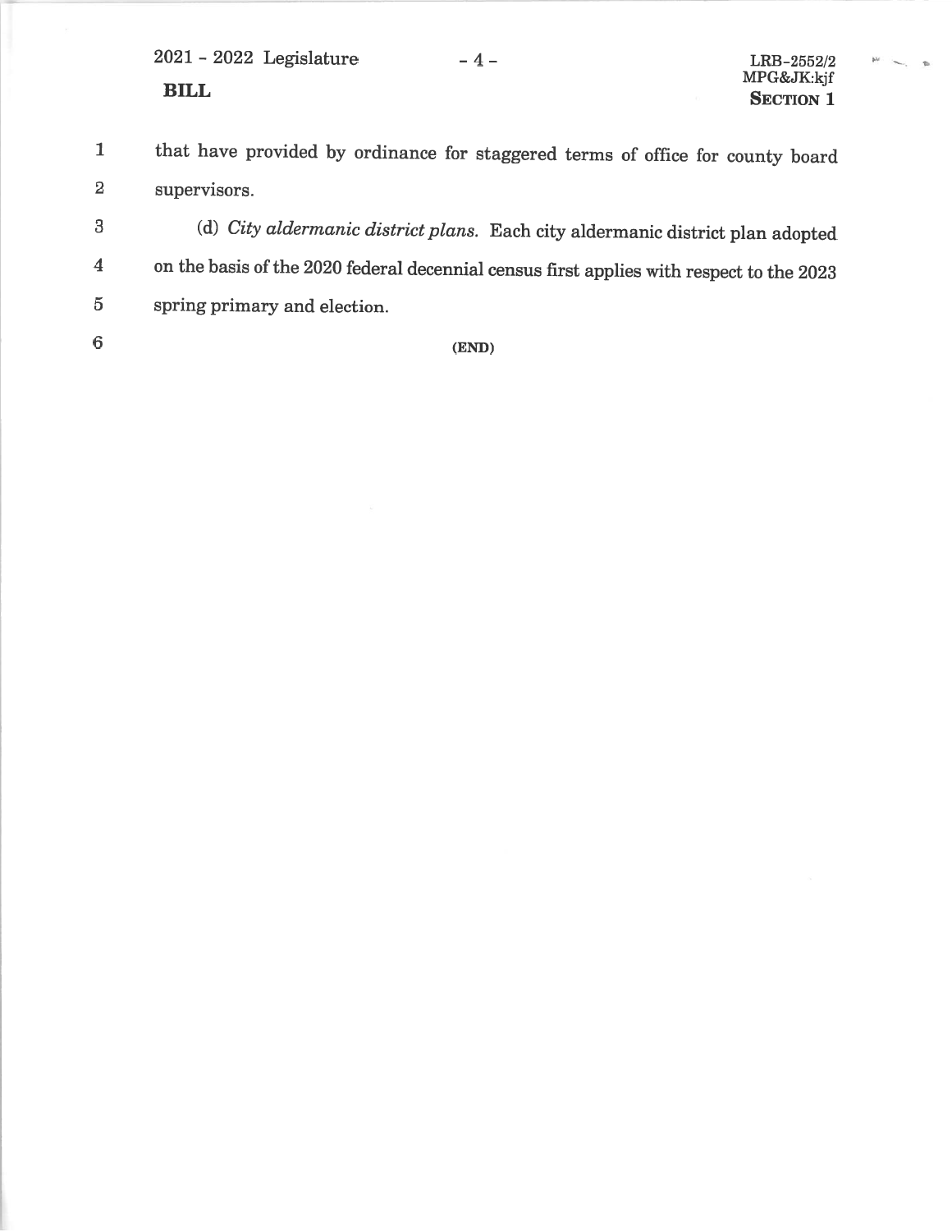that have provided by ordinance for staggered terms of office for county board supervisors.

(d) *City aldermanic district plans.* Each city aldermanic district plan adopted on the basis of the 2020 federal decennial census first applies with respect to the 2023 spring primary and election.

**(END)**